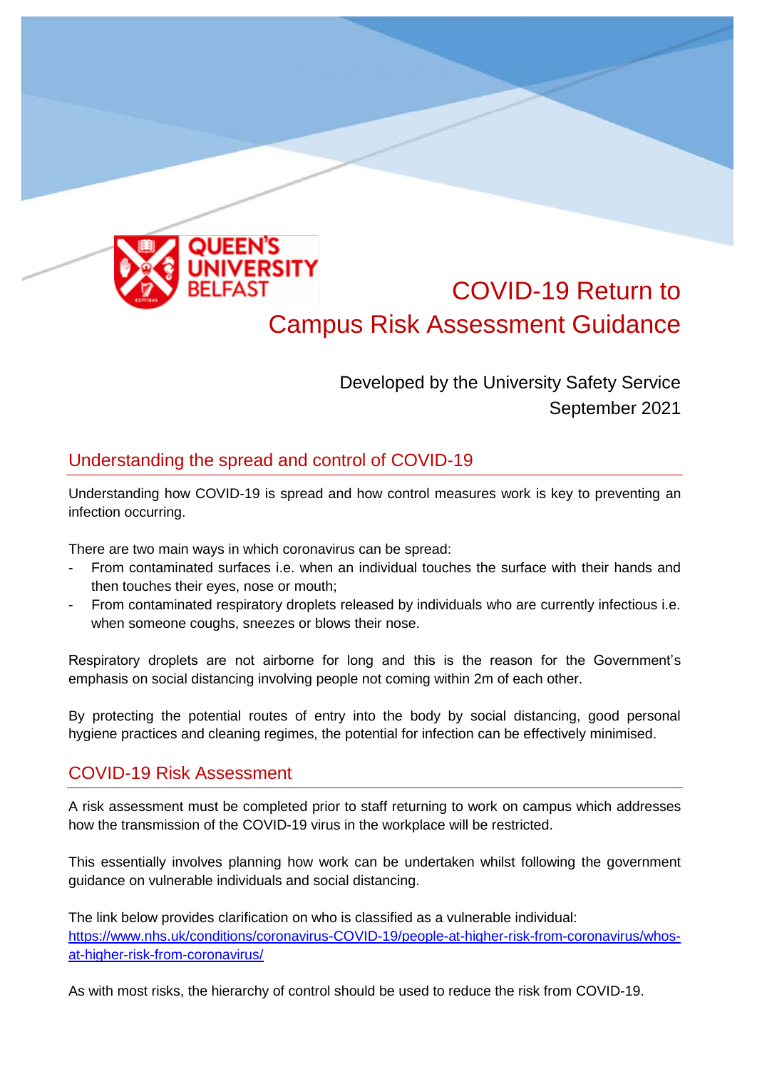QUEEN'S UNIVERSITY BELFAST

# COVID-19 Return to Campus Risk Assessment Guidance

Developed by the University Safety Service
September 2021

## Understanding the spread and control of COVID-19

Understanding how COVID-19 is spread and how control measures work is key to preventing an infection occurring.

There are two main ways in which coronavirus can be spread:

- From contaminated surfaces i.e. when an individual touches the surface with their hands and then touches their eyes, nose or mouth;
- From contaminated respiratory droplets released by individuals who are currently infectious i.e. when someone coughs, sneezes or blows their nose.

Respiratory droplets are not airborne for long and this is the reason for the Government's emphasis on social distancing involving people not coming within 2m of each other.

By protecting the potential routes of entry into the body by social distancing, good personal hygiene practices and cleaning regimes, the potential for infection can be effectively minimised.

## COVID-19 Risk Assessment

A risk assessment must be completed prior to staff returning to work on campus which addresses how the transmission of the COVID-19 virus in the workplace will be restricted.

This essentially involves planning how work can be undertaken whilst following the government guidance on vulnerable individuals and social distancing.

The link below provides clarification on who is classified as a vulnerable individual:
https://www.nhs.uk/conditions/coronavirus-COVID-19/people-at-higher-risk-from-coronavirus/whos-at-higher-risk-from-coronavirus/

As with most risks, the hierarchy of control should be used to reduce the risk from COVID-19.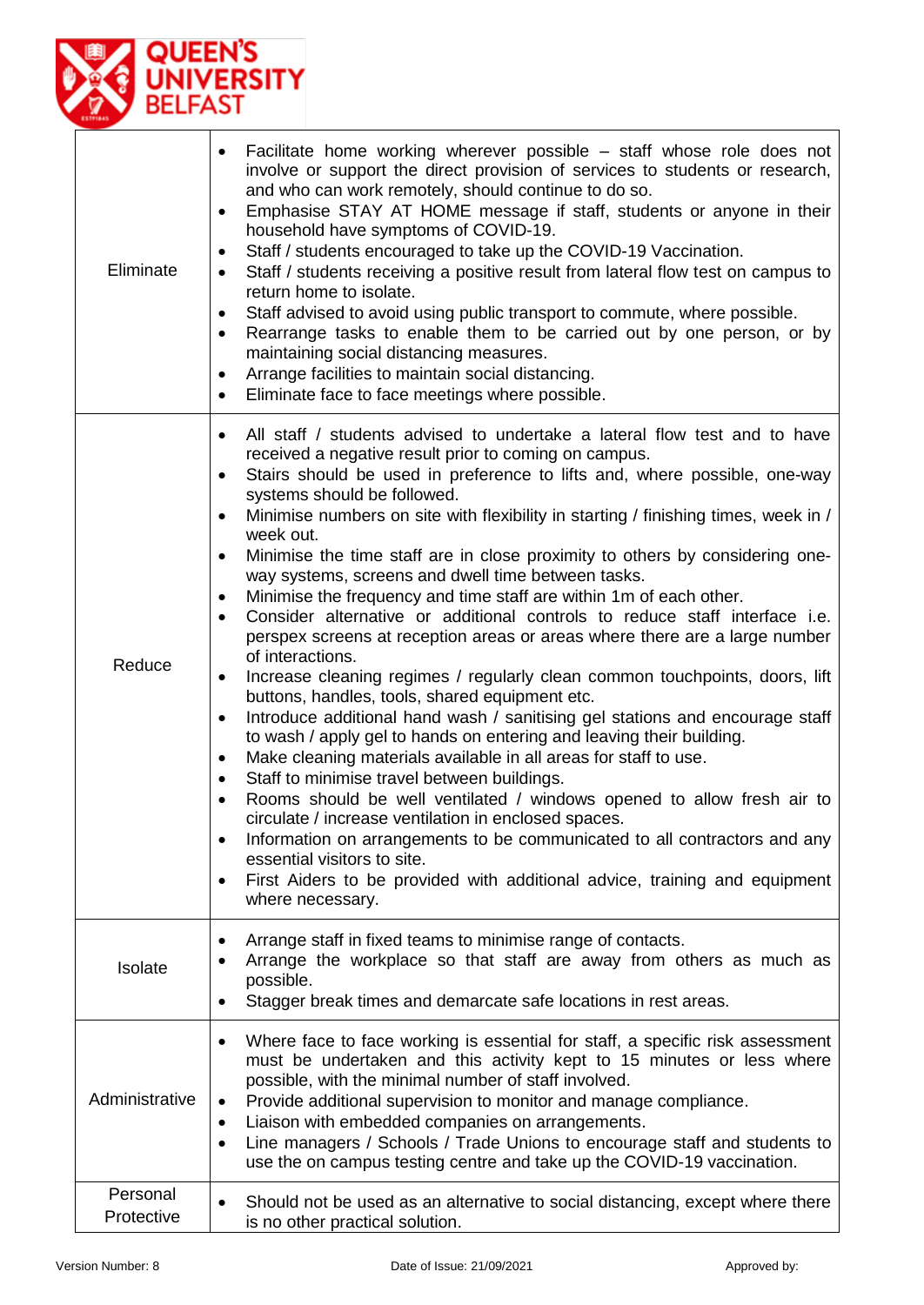| | |
|---|---|
| Eliminate | • Facilitate home working wherever possible – staff whose role does not involve or support the direct provision of services to students or research, and who can work remotely, should continue to do so.<br>• Emphasise STAY AT HOME message if staff, students or anyone in their household have symptoms of COVID-19.<br>• Staff / students encouraged to take up the COVID-19 Vaccination.<br>• Staff / students receiving a positive result from lateral flow test on campus to return home to isolate.<br>• Staff advised to avoid using public transport to commute, where possible.<br>• Rearrange tasks to enable them to be carried out by one person, or by maintaining social distancing measures.<br>• Arrange facilities to maintain social distancing.<br>• Eliminate face to face meetings where possible. |
| Reduce | • All staff / students advised to undertake a lateral flow test and to have received a negative result prior to coming on campus.<br>• Stairs should be used in preference to lifts and, where possible, one-way systems should be followed.<br>• Minimise numbers on site with flexibility in starting / finishing times, week in / week out.<br>• Minimise the time staff are in close proximity to others by considering one-way systems, screens and dwell time between tasks.<br>• Minimise the frequency and time staff are within 1m of each other.<br>• Consider alternative or additional controls to reduce staff interface i.e. perspex screens at reception areas or areas where there are a large number of interactions.<br>• Increase cleaning regimes / regularly clean common touchpoints, doors, lift buttons, handles, tools, shared equipment etc.<br>• Introduce additional hand wash / sanitising gel stations and encourage staff to wash / apply gel to hands on entering and leaving their building.<br>• Make cleaning materials available in all areas for staff to use.<br>• Staff to minimise travel between buildings.<br>• Rooms should be well ventilated / windows opened to allow fresh air to circulate / increase ventilation in enclosed spaces.<br>• Information on arrangements to be communicated to all contractors and any essential visitors to site.<br>• First Aiders to be provided with additional advice, training and equipment where necessary. |
| Isolate | • Arrange staff in fixed teams to minimise range of contacts.<br>• Arrange the workplace so that staff are away from others as much as possible.<br>• Stagger break times and demarcate safe locations in rest areas. |
| Administrative | • Where face to face working is essential for staff, a specific risk assessment must be undertaken and this activity kept to 15 minutes or less where possible, with the minimal number of staff involved.<br>• Provide additional supervision to monitor and manage compliance.<br>• Liaison with embedded companies on arrangements.<br>• Line managers / Schools / Trade Unions to encourage staff and students to use the on campus testing centre and take up the COVID-19 vaccination. |
| Personal Protective | • Should not be used as an alternative to social distancing, except where there is no other practical solution. |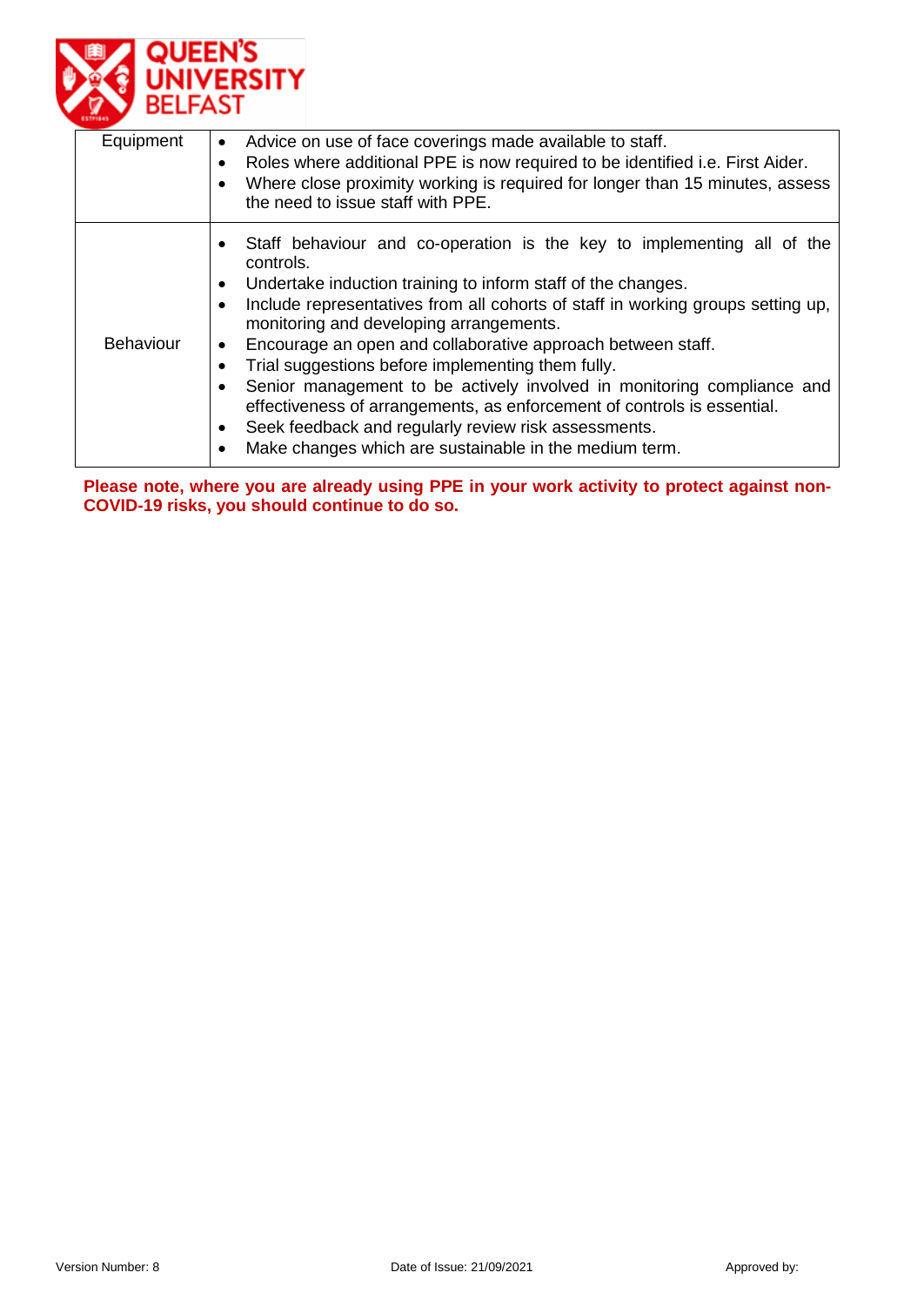| | |
|---|---|
| Equipment | • Advice on use of face coverings made available to staff.<br>• Roles where additional PPE is now required to be identified i.e. First Aider.<br>• Where close proximity working is required for longer than 15 minutes, assess the need to issue staff with PPE. |
| Behaviour | • Staff behaviour and co-operation is the key to implementing all of the controls.<br>• Undertake induction training to inform staff of the changes.<br>• Include representatives from all cohorts of staff in working groups setting up, monitoring and developing arrangements.<br>• Encourage an open and collaborative approach between staff.<br>• Trial suggestions before implementing them fully.<br>• Senior management to be actively involved in monitoring compliance and effectiveness of arrangements, as enforcement of controls is essential.<br>• Seek feedback and regularly review risk assessments.<br>• Make changes which are sustainable in the medium term. |

**Please note, where you are already using PPE in your work activity to protect against non-COVID-19 risks, you should continue to do so.**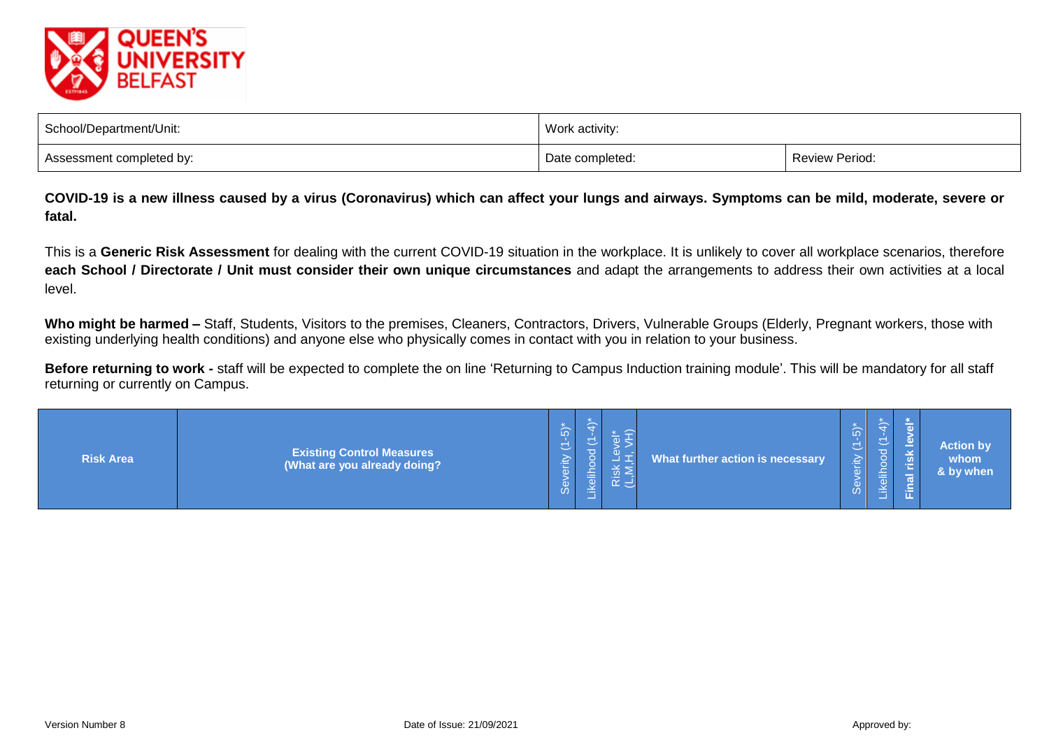| School/Department/Unit: | Work activity: | |
|---|---|---|
| Assessment completed by: | Date completed: | Review Period: |

**COVID-19 is a new illness caused by a virus (Coronavirus) which can affect your lungs and airways. Symptoms can be mild, moderate, severe or fatal.**

This is a **Generic Risk Assessment** for dealing with the current COVID-19 situation in the workplace. It is unlikely to cover all workplace scenarios, therefore **each School / Directorate / Unit must consider their own unique circumstances** and adapt the arrangements to address their own activities at a local level.

**Who might be harmed –** Staff, Students, Visitors to the premises, Cleaners, Contractors, Drivers, Vulnerable Groups (Elderly, Pregnant workers, those with existing underlying health conditions) and anyone else who physically comes in contact with you in relation to your business.

**Before returning to work -** staff will be expected to complete the on line 'Returning to Campus Induction training module'. This will be mandatory for all staff returning or currently on Campus.

| Risk Area | Existing Control Measures (What are you already doing? | Severity (1-5)* | Likelihood (1-4)* | Risk Level* (L,M,H, VH) | What further action is necessary | Severity (1-5)* | Likelihood (1-4)* | Final risk level* | Action by whom & by when |
|---|---|---|---|---|---|---|---|---|---|

Version Number 8 Date of Issue: 21/09/2021 Approved by: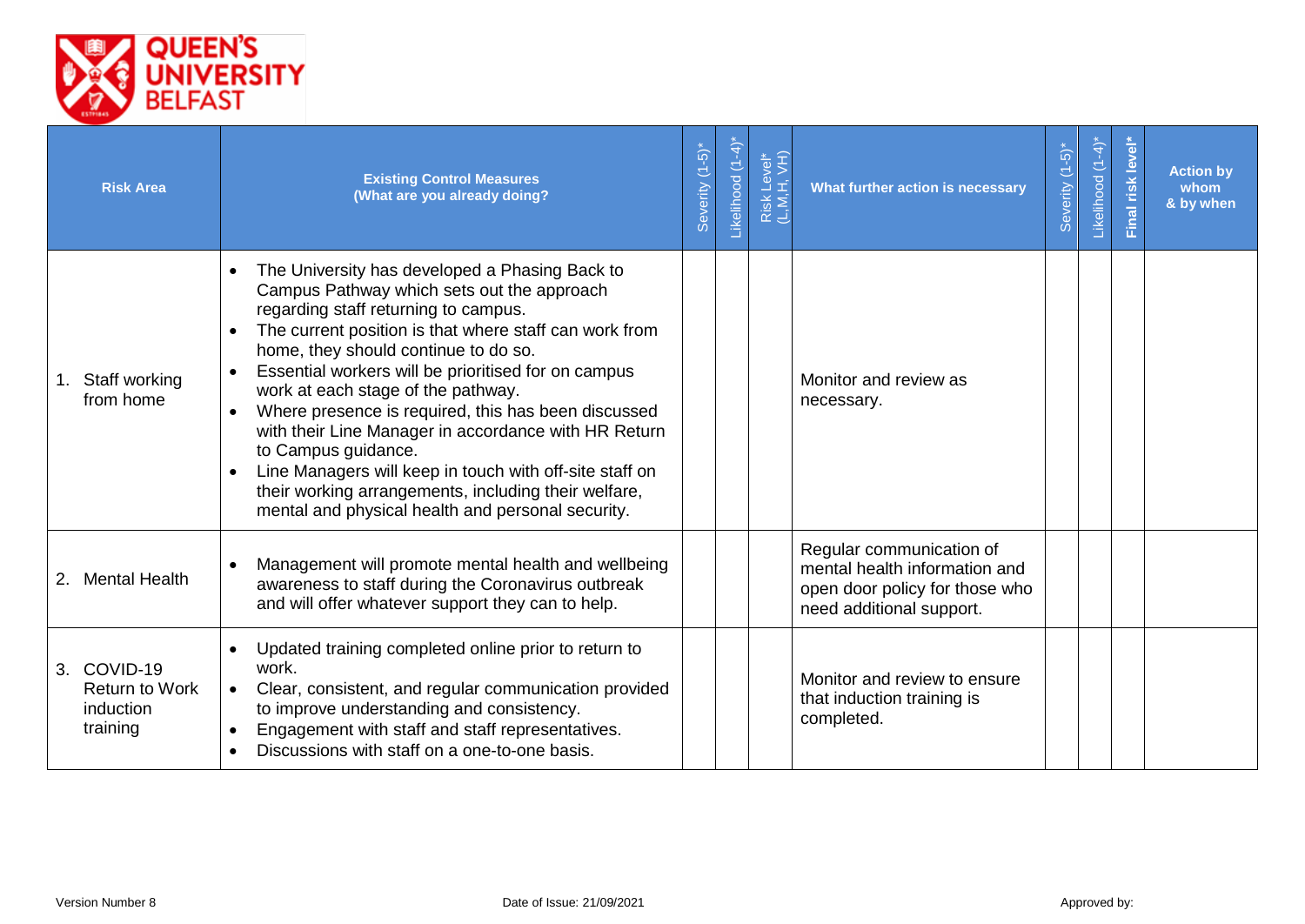| Risk Area | Existing Control Measures (What are you already doing? | Severity (1-5)* | Likelihood (1-4)* | Risk Level* (L,M,H, VH) | What further action is necessary | Severity (1-5)* | Likelihood (1-4)* | Final risk level* | Action by whom & by when |
|---|---|---|---|---|---|---|---|---|---|
| 1. Staff working from home | • The University has developed a Phasing Back to Campus Pathway which sets out the approach regarding staff returning to campus.<br>• The current position is that where staff can work from home, they should continue to do so.<br>• Essential workers will be prioritised for on campus work at each stage of the pathway.<br>• Where presence is required, this has been discussed with their Line Manager in accordance with HR Return to Campus guidance.<br>• Line Managers will keep in touch with off-site staff on their working arrangements, including their welfare, mental and physical health and personal security. | | | | Monitor and review as necessary. | | | | |
| 2. Mental Health | • Management will promote mental health and wellbeing awareness to staff during the Coronavirus outbreak and will offer whatever support they can to help. | | | | Regular communication of mental health information and open door policy for those who need additional support. | | | | |
| 3. COVID-19 Return to Work induction training | • Updated training completed online prior to return to work.<br>• Clear, consistent, and regular communication provided to improve understanding and consistency.<br>• Engagement with staff and staff representatives.<br>• Discussions with staff on a one-to-one basis. | | | | Monitor and review to ensure that induction training is completed. | | | | |

Version Number 8    Date of Issue: 21/09/2021    Approved by: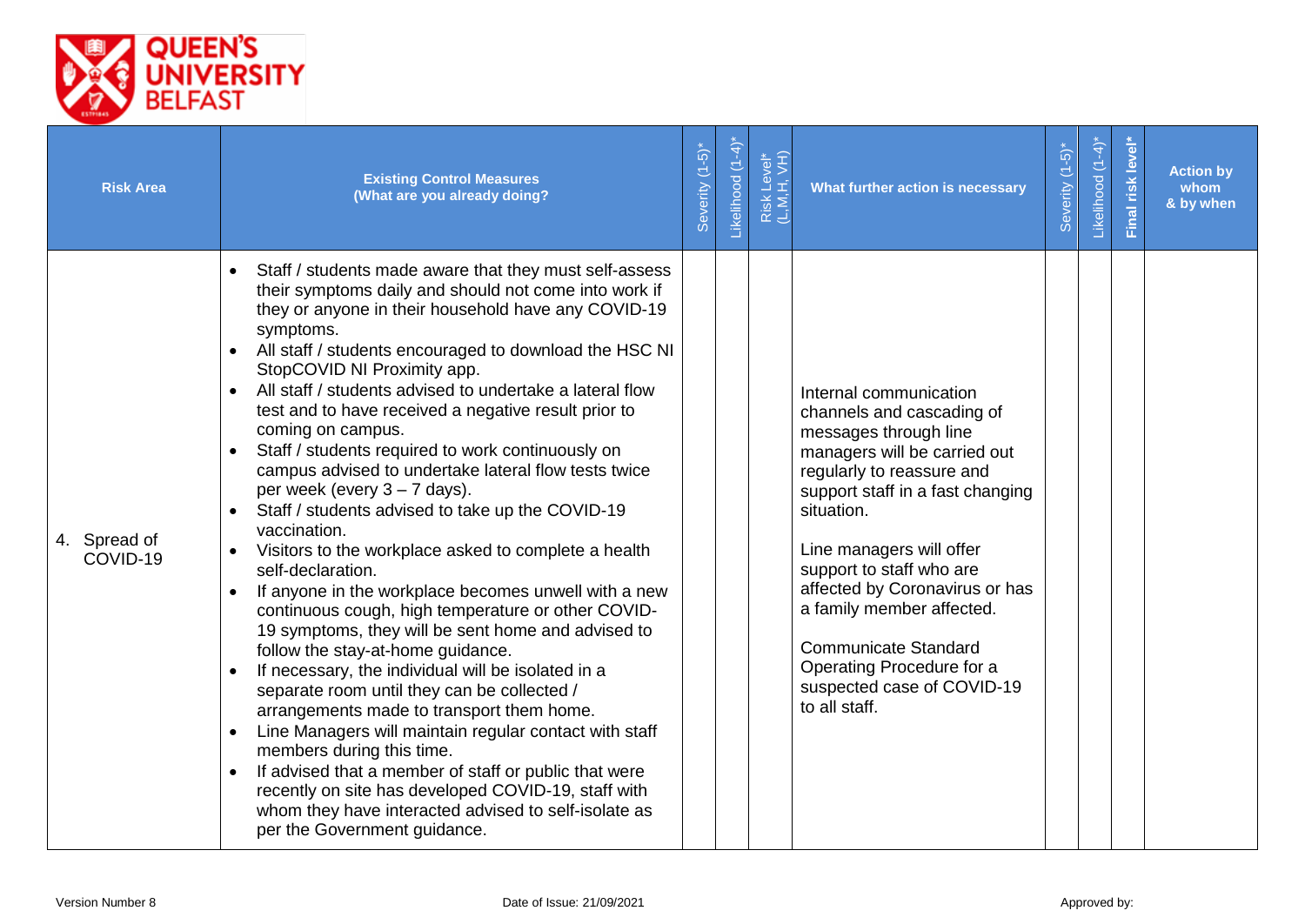| Risk Area | Existing Control Measures (What are you already doing? | Severity (1-5)* | Likelihood (1-4)* | Risk Level* (L,M,H, VH) | What further action is necessary | Severity (1-5)* | Likelihood (1-4)* | Final risk level* | Action by whom & by when |
|---|---|---|---|---|---|---|---|---|---|
| 4. Spread of COVID-19 | • Staff / students made aware that they must self-assess their symptoms daily and should not come into work if they or anyone in their household have any COVID-19 symptoms.<br>• All staff / students encouraged to download the HSC NI StopCOVID NI Proximity app.<br>• All staff / students advised to undertake a lateral flow test and to have received a negative result prior to coming on campus.<br>• Staff / students required to work continuously on campus advised to undertake lateral flow tests twice per week (every 3 – 7 days).<br>• Staff / students advised to take up the COVID-19 vaccination.<br>• Visitors to the workplace asked to complete a health self-declaration.<br>• If anyone in the workplace becomes unwell with a new continuous cough, high temperature or other COVID-19 symptoms, they will be sent home and advised to follow the stay-at-home guidance.<br>• If necessary, the individual will be isolated in a separate room until they can be collected / arrangements made to transport them home.<br>• Line Managers will maintain regular contact with staff members during this time.<br>• If advised that a member of staff or public that were recently on site has developed COVID-19, staff with whom they have interacted advised to self-isolate as per the Government guidance. | | | | Internal communication channels and cascading of messages through line managers will be carried out regularly to reassure and support staff in a fast changing situation.<br><br>Line managers will offer support to staff who are affected by Coronavirus or has a family member affected.<br><br>Communicate Standard Operating Procedure for a suspected case of COVID-19 to all staff. | | | | |

Version Number 8 | Date of Issue: 21/09/2021 | Approved by: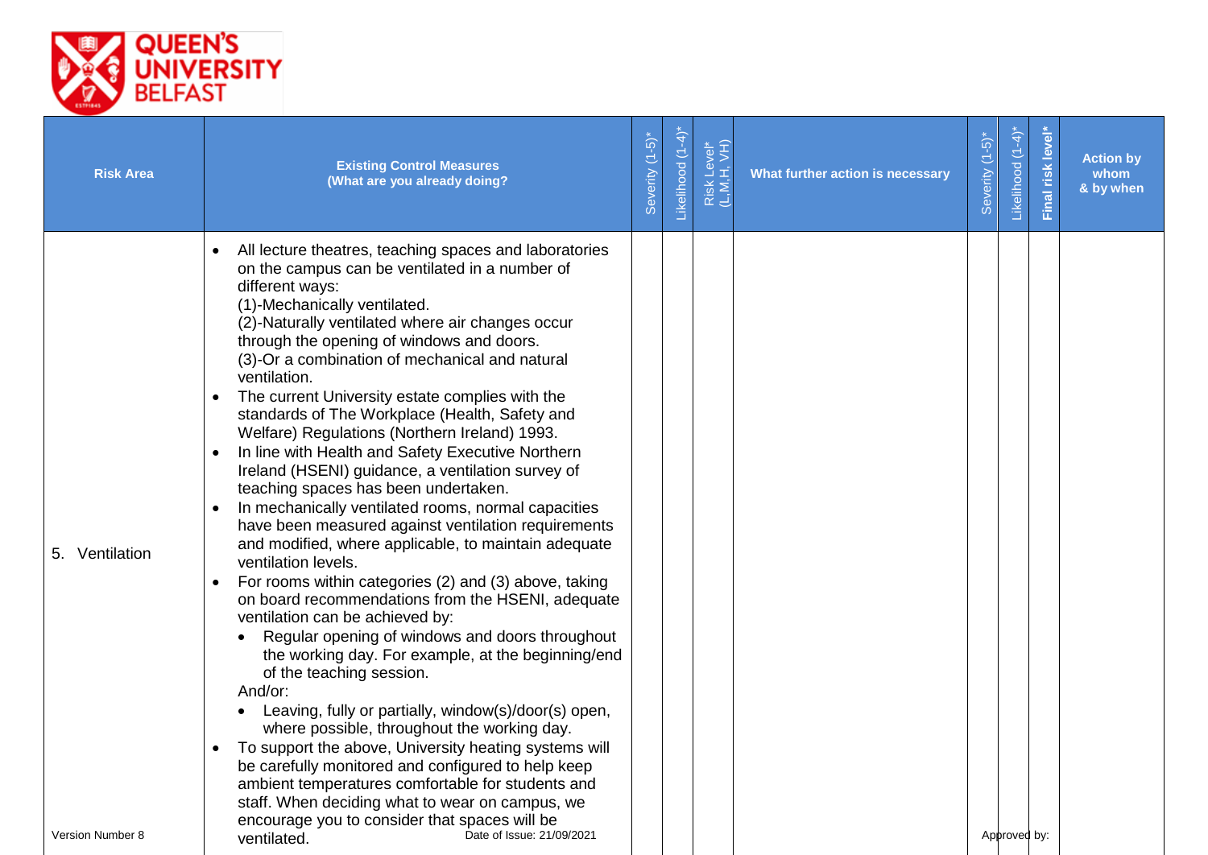| Risk Area | Existing Control Measures (What are you already doing? | Severity (1-5)* | Likelihood (1-4)* | Risk Level* (L,M,H, VH) | What further action is necessary | Severity (1-5)* | Likelihood (1-4)* | Final risk level* | Action by whom & by when |
|---|---|---|---|---|---|---|---|---|---|
| 5. Ventilation | • All lecture theatres, teaching spaces and laboratories on the campus can be ventilated in a number of different ways:<br>(1)-Mechanically ventilated.<br>(2)-Naturally ventilated where air changes occur through the opening of windows and doors.<br>(3)-Or a combination of mechanical and natural ventilation.<br>• The current University estate complies with the standards of The Workplace (Health, Safety and Welfare) Regulations (Northern Ireland) 1993.<br>• In line with Health and Safety Executive Northern Ireland (HSENI) guidance, a ventilation survey of teaching spaces has been undertaken.<br>• In mechanically ventilated rooms, normal capacities have been measured against ventilation requirements and modified, where applicable, to maintain adequate ventilation levels.<br>• For rooms within categories (2) and (3) above, taking on board recommendations from the HSENI, adequate ventilation can be achieved by:<br>&nbsp;&nbsp;• Regular opening of windows and doors throughout the working day. For example, at the beginning/end of the teaching session.<br>And/or:<br>&nbsp;&nbsp;• Leaving, fully or partially, window(s)/door(s) open, where possible, throughout the working day.<br>• To support the above, University heating systems will be carefully monitored and configured to help keep ambient temperatures comfortable for students and staff. When deciding what to wear on campus, we encourage you to consider that spaces will be ventilated. | | | | | | | | |

Version Number 8 Date of Issue: 21/09/2021 Approved by: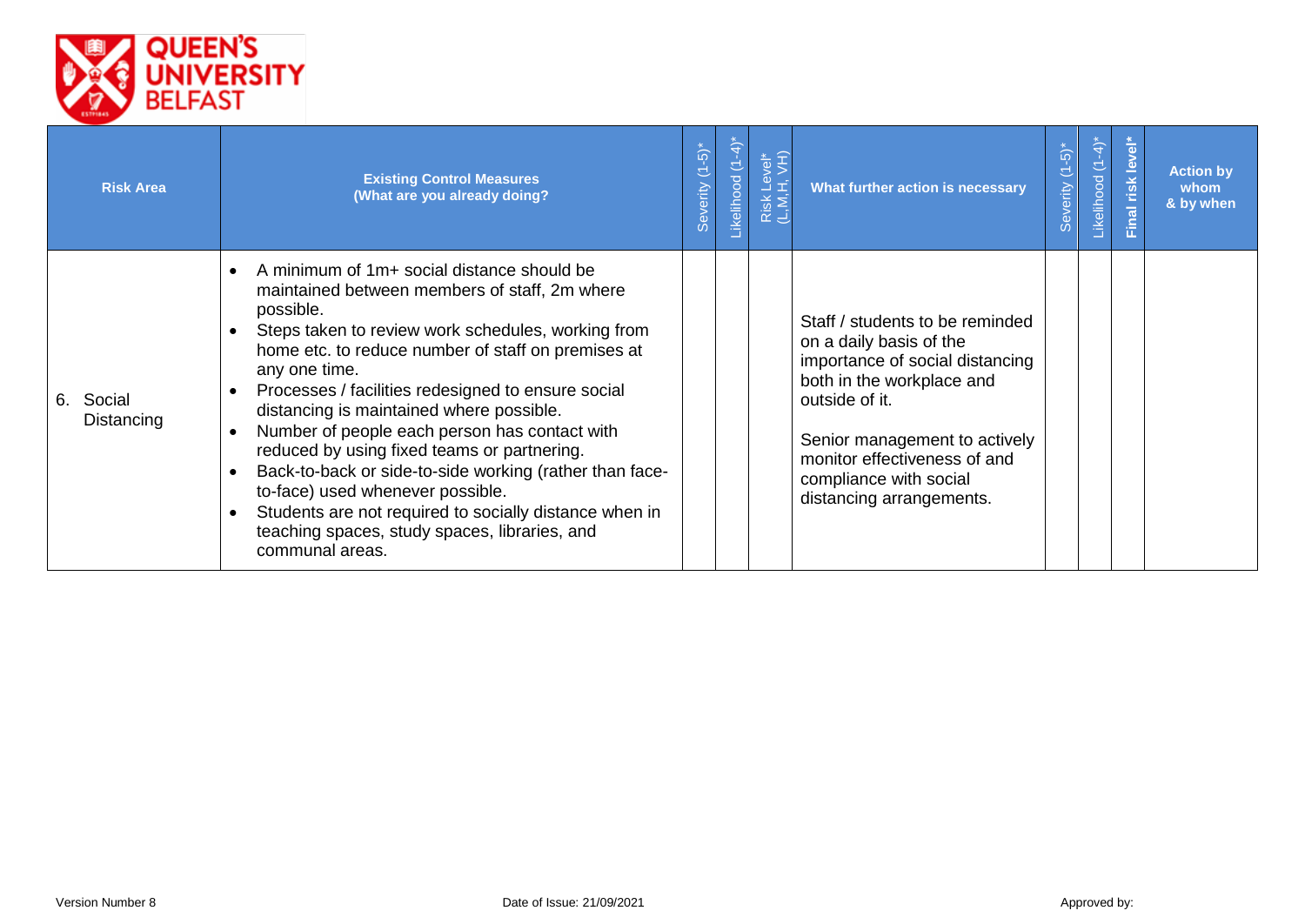| Risk Area | Existing Control Measures (What are you already doing? | Severity (1-5)* | Likelihood (1-4)* | Risk Level* (L,M,H, VH) | What further action is necessary | Severity (1-5)* | Likelihood (1-4)* | Final risk level* | Action by whom & by when |
|---|---|---|---|---|---|---|---|---|---|
| 6. Social Distancing | • A minimum of 1m+ social distance should be maintained between members of staff, 2m where possible.<br>• Steps taken to review work schedules, working from home etc. to reduce number of staff on premises at any one time.<br>• Processes / facilities redesigned to ensure social distancing is maintained where possible.<br>• Number of people each person has contact with reduced by using fixed teams or partnering.<br>• Back-to-back or side-to-side working (rather than face-to-face) used whenever possible.<br>• Students are not required to socially distance when in teaching spaces, study spaces, libraries, and communal areas. | | | | Staff / students to be reminded on a daily basis of the importance of social distancing both in the workplace and outside of it.<br><br>Senior management to actively monitor effectiveness of and compliance with social distancing arrangements. | | | | |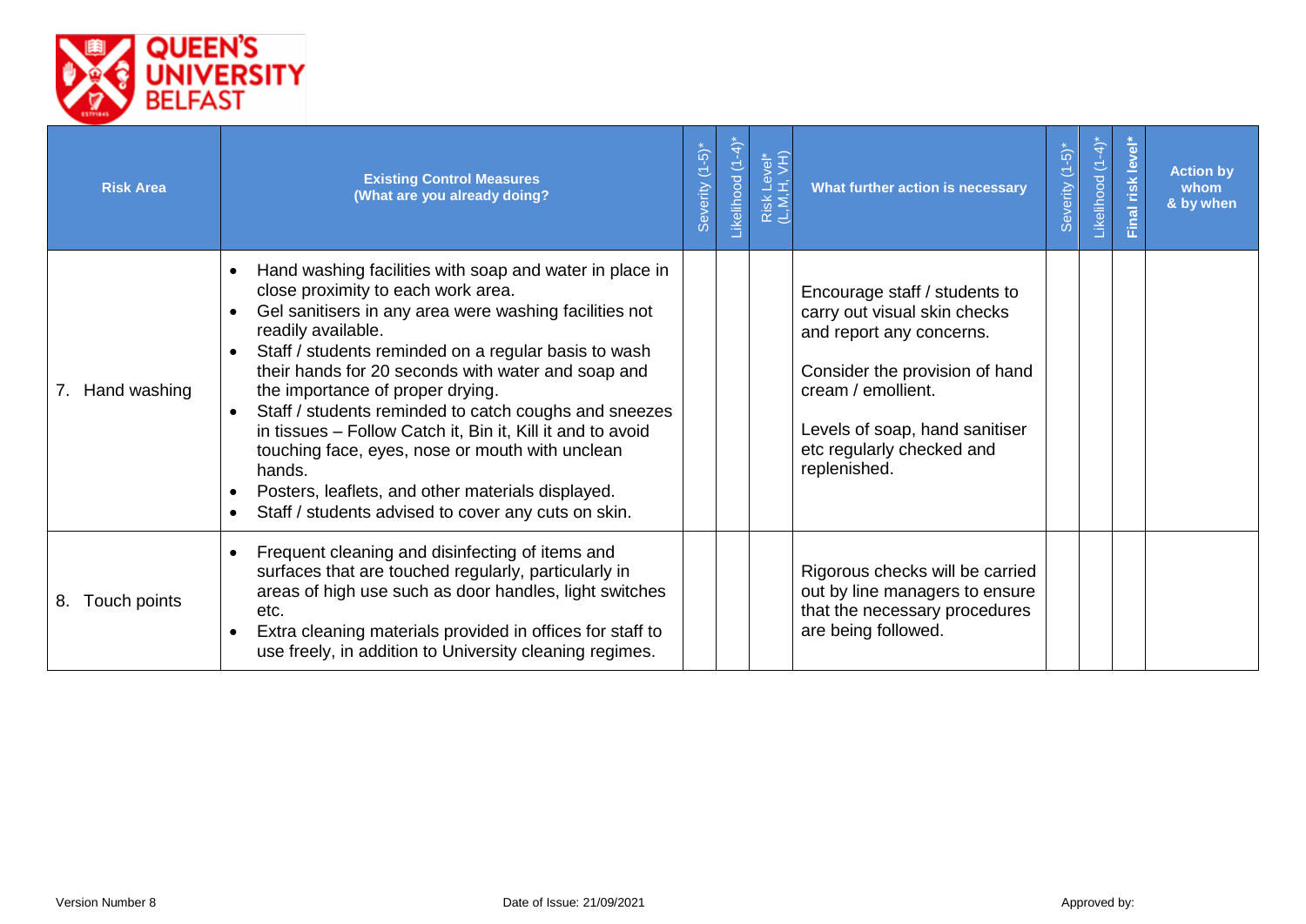| Risk Area | Existing Control Measures (What are you already doing? | Severity (1-5)* | Likelihood (1-4)* | Risk Level* (L,M,H, VH) | What further action is necessary | Severity (1-5)* | Likelihood (1-4)* | Final risk level* | Action by whom & by when |
|---|---|---|---|---|---|---|---|---|---|
| 7. Hand washing | • Hand washing facilities with soap and water in place in close proximity to each work area.<br>• Gel sanitisers in any area were washing facilities not readily available.<br>• Staff / students reminded on a regular basis to wash their hands for 20 seconds with water and soap and the importance of proper drying.<br>• Staff / students reminded to catch coughs and sneezes in tissues – Follow Catch it, Bin it, Kill it and to avoid touching face, eyes, nose or mouth with unclean hands.<br>• Posters, leaflets, and other materials displayed.<br>• Staff / students advised to cover any cuts on skin. | | | | Encourage staff / students to carry out visual skin checks and report any concerns.<br><br>Consider the provision of hand cream / emollient.<br><br>Levels of soap, hand sanitiser etc regularly checked and replenished. | | | | |
| 8. Touch points | • Frequent cleaning and disinfecting of items and surfaces that are touched regularly, particularly in areas of high use such as door handles, light switches etc.<br>• Extra cleaning materials provided in offices for staff to use freely, in addition to University cleaning regimes. | | | | Rigorous checks will be carried out by line managers to ensure that the necessary procedures are being followed. | | | | |

Version Number 8 Date of Issue: 21/09/2021 Approved by: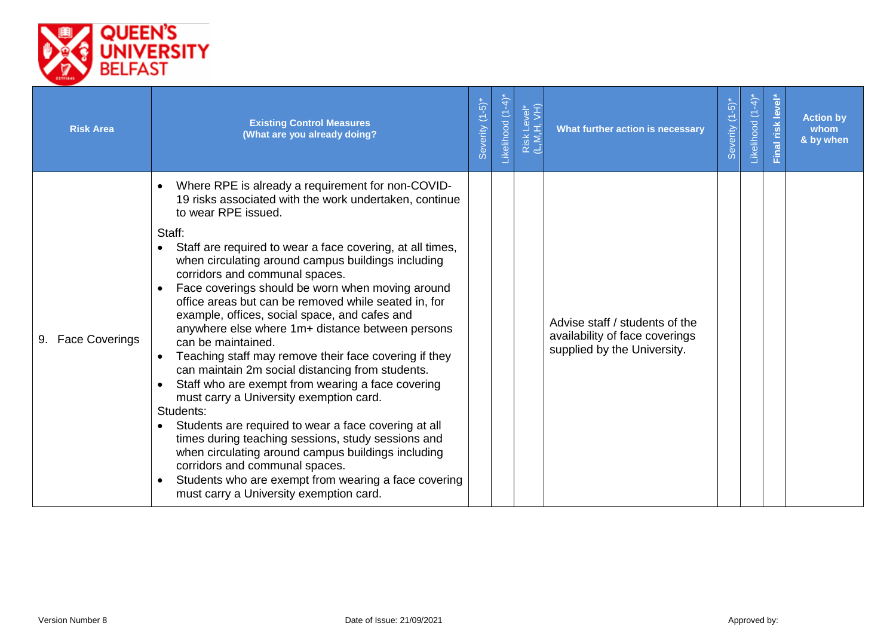| Risk Area | Existing Control Measures (What are you already doing? | Severity (1-5)* | Likelihood (1-4)* | Risk Level* (L,M,H, VH) | What further action is necessary | Severity (1-5)* | Likelihood (1-4)* | Final risk level* | Action by whom & by when |
|---|---|---|---|---|---|---|---|---|---|
| 9. Face Coverings | • Where RPE is already a requirement for non-COVID-19 risks associated with the work undertaken, continue to wear RPE issued.<br><br>Staff:<br>• Staff are required to wear a face covering, at all times, when circulating around campus buildings including corridors and communal spaces.<br>• Face coverings should be worn when moving around office areas but can be removed while seated in, for example, offices, social space, and cafes and anywhere else where 1m+ distance between persons can be maintained.<br>• Teaching staff may remove their face covering if they can maintain 2m social distancing from students.<br>• Staff who are exempt from wearing a face covering must carry a University exemption card.<br><br>Students:<br>• Students are required to wear a face covering at all times during teaching sessions, study sessions and when circulating around campus buildings including corridors and communal spaces.<br>• Students who are exempt from wearing a face covering must carry a University exemption card. | | | | Advise staff / students of the availability of face coverings supplied by the University. | | | | |

Version Number 8 | Date of Issue: 21/09/2021 | Approved by: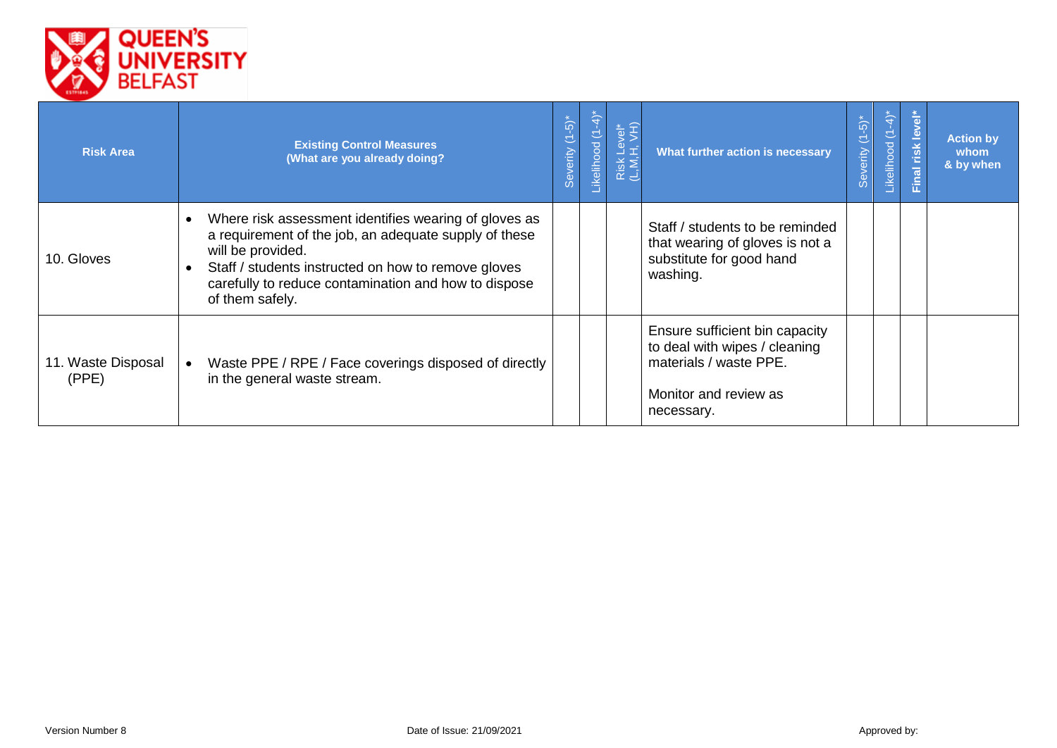| Risk Area | Existing Control Measures (What are you already doing? | Severity (1-5)* | Likelihood (1-4)* | Risk Level* (L,M,H, VH) | What further action is necessary | Severity (1-5)* | Likelihood (1-4)* | Final risk level* | Action by whom & by when |
|---|---|---|---|---|---|---|---|---|---|
| 10. Gloves | • Where risk assessment identifies wearing of gloves as a requirement of the job, an adequate supply of these will be provided.<br>• Staff / students instructed on how to remove gloves carefully to reduce contamination and how to dispose of them safely. | | | | Staff / students to be reminded that wearing of gloves is not a substitute for good hand washing. | | | | |
| 11. Waste Disposal (PPE) | • Waste PPE / RPE / Face coverings disposed of directly in the general waste stream. | | | | Ensure sufficient bin capacity to deal with wipes / cleaning materials / waste PPE.<br><br>Monitor and review as necessary. | | | | |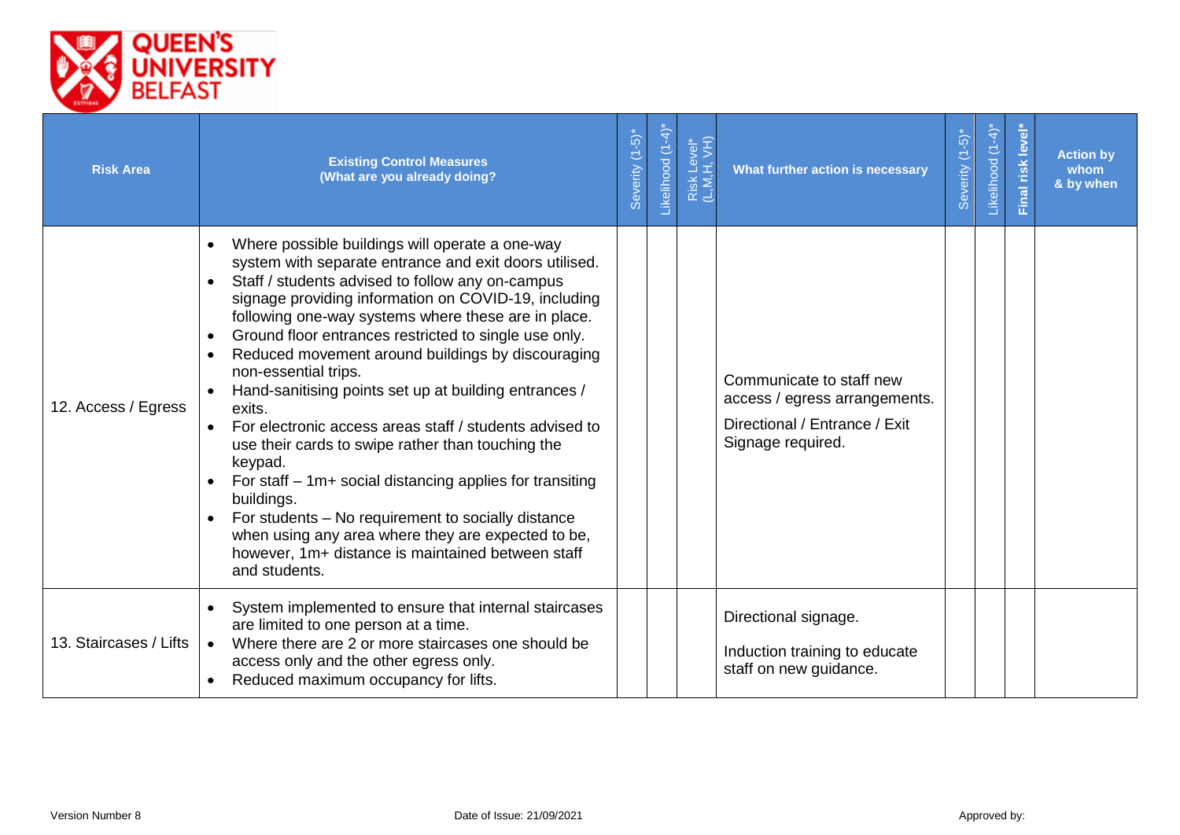| Risk Area | Existing Control Measures (What are you already doing? | Severity (1-5)* | Likelihood (1-4)* | Risk Level* (L,M,H, VH) | What further action is necessary | Severity (1-5)* | Likelihood (1-4)* | Final risk level* | Action by whom & by when |
|---|---|---|---|---|---|---|---|---|---|
| 12. Access / Egress | • Where possible buildings will operate a one-way system with separate entrance and exit doors utilised.<br>• Staff / students advised to follow any on-campus signage providing information on COVID-19, including following one-way systems where these are in place.<br>• Ground floor entrances restricted to single use only.<br>• Reduced movement around buildings by discouraging non-essential trips.<br>• Hand-sanitising points set up at building entrances / exits.<br>• For electronic access areas staff / students advised to use their cards to swipe rather than touching the keypad.<br>• For staff – 1m+ social distancing applies for transiting buildings.<br>• For students – No requirement to socially distance when using any area where they are expected to be, however, 1m+ distance is maintained between staff and students. | | | | Communicate to staff new access / egress arrangements.<br><br>Directional / Entrance / Exit Signage required. | | | | |
| 13. Staircases / Lifts | • System implemented to ensure that internal staircases are limited to one person at a time.<br>• Where there are 2 or more staircases one should be access only and the other egress only.<br>• Reduced maximum occupancy for lifts. | | | | Directional signage.<br><br>Induction training to educate staff on new guidance. | | | | |

Version Number 8 | Date of Issue: 21/09/2021 | Approved by: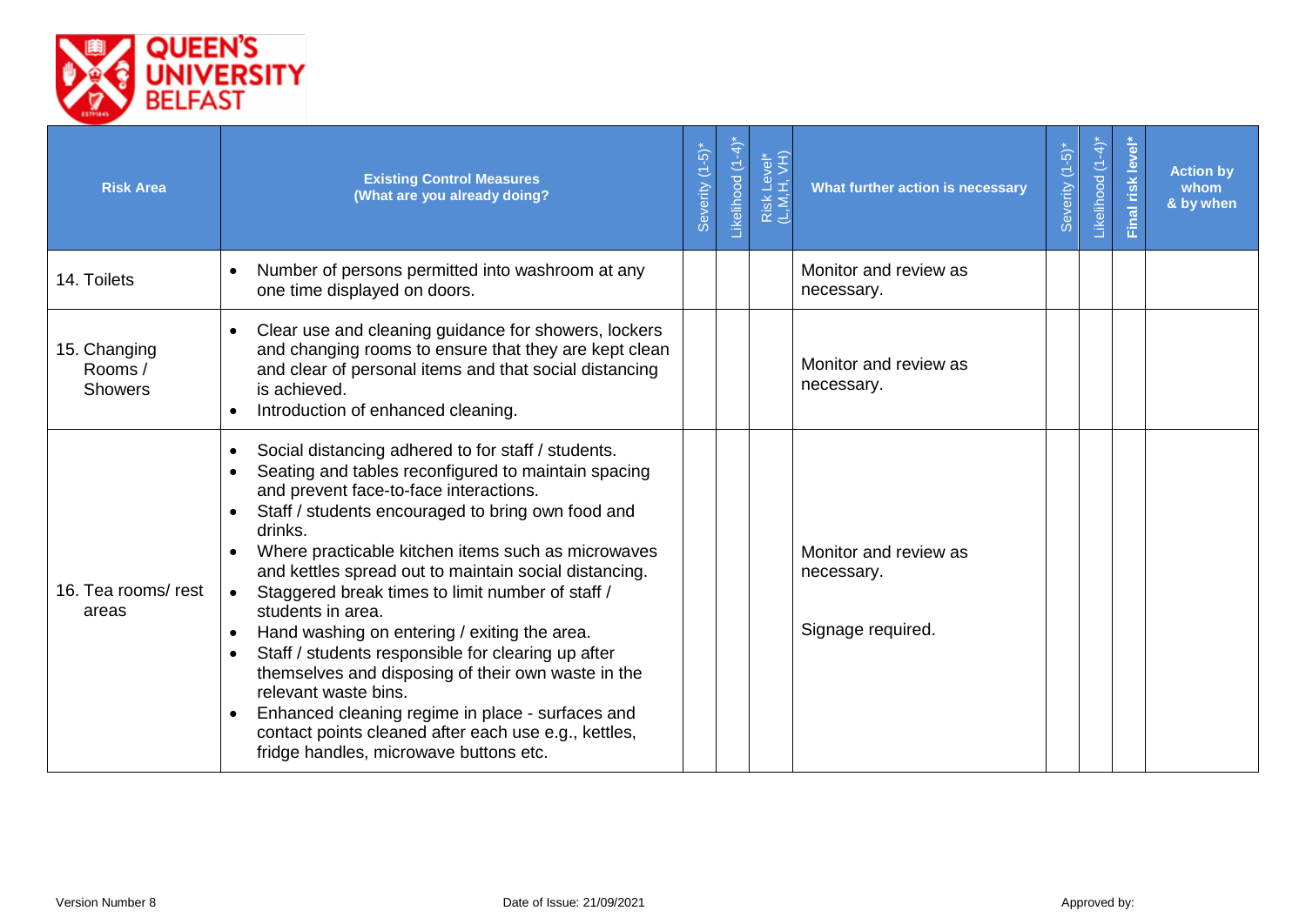| Risk Area | Existing Control Measures (What are you already doing? | Severity (1-5)* | Likelihood (1-4)* | Risk Level* (L,M,H, VH) | What further action is necessary | Severity (1-5)* | Likelihood (1-4)* | Final risk level* | Action by whom & by when |
|---|---|---|---|---|---|---|---|---|---|
| 14. Toilets | • Number of persons permitted into washroom at any one time displayed on doors. | | | | Monitor and review as necessary. | | | | |
| 15. Changing Rooms / Showers | • Clear use and cleaning guidance for showers, lockers and changing rooms to ensure that they are kept clean and clear of personal items and that social distancing is achieved.<br>• Introduction of enhanced cleaning. | | | | Monitor and review as necessary. | | | | |
| 16. Tea rooms/ rest areas | • Social distancing adhered to for staff / students.<br>• Seating and tables reconfigured to maintain spacing and prevent face-to-face interactions.<br>• Staff / students encouraged to bring own food and drinks.<br>• Where practicable kitchen items such as microwaves and kettles spread out to maintain social distancing.<br>• Staggered break times to limit number of staff / students in area.<br>• Hand washing on entering / exiting the area.<br>• Staff / students responsible for clearing up after themselves and disposing of their own waste in the relevant waste bins.<br>• Enhanced cleaning regime in place - surfaces and contact points cleaned after each use e.g., kettles, fridge handles, microwave buttons etc. | | | | Monitor and review as necessary.<br><br>Signage required. | | | | |

Version Number 8 Date of Issue: 21/09/2021 Approved by: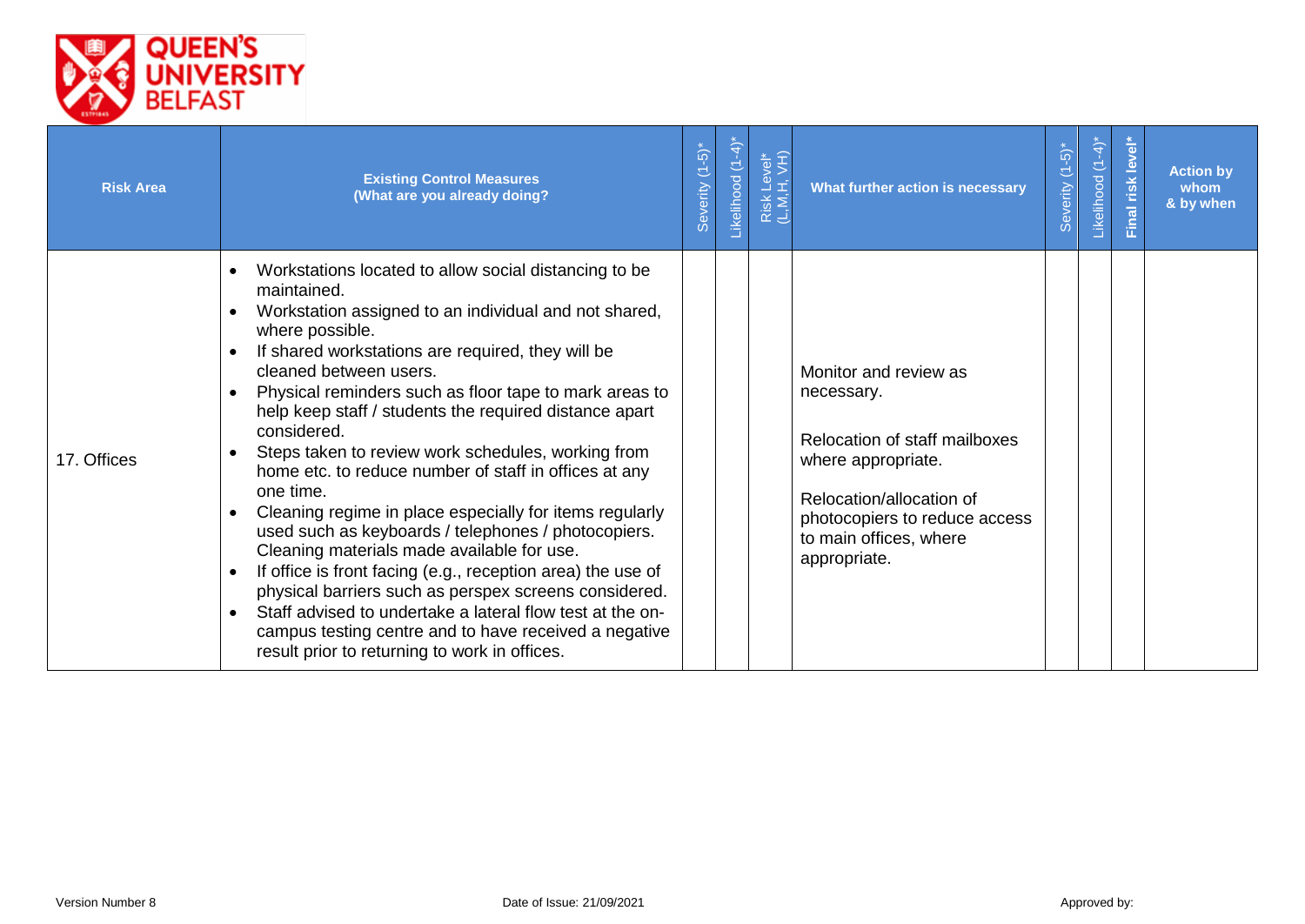| Risk Area | Existing Control Measures (What are you already doing?) | Severity (1-5)* | Likelihood (1-4)* | Risk Level* (L,M,H, VH) | What further action is necessary | Severity (1-5)* | Likelihood (1-4)* | Final risk level* | Action by whom & by when |
|---|---|---|---|---|---|---|---|---|---|
| 17. Offices | • Workstations located to allow social distancing to be maintained.<br>• Workstation assigned to an individual and not shared, where possible.<br>• If shared workstations are required, they will be cleaned between users.<br>• Physical reminders such as floor tape to mark areas to help keep staff / students the required distance apart considered.<br>• Steps taken to review work schedules, working from home etc. to reduce number of staff in offices at any one time.<br>• Cleaning regime in place especially for items regularly used such as keyboards / telephones / photocopiers. Cleaning materials made available for use.<br>• If office is front facing (e.g., reception area) the use of physical barriers such as perspex screens considered.<br>• Staff advised to undertake a lateral flow test at the on-campus testing centre and to have received a negative result prior to returning to work in offices. | | | | Monitor and review as necessary.<br><br>Relocation of staff mailboxes where appropriate.<br><br>Relocation/allocation of photocopiers to reduce access to main offices, where appropriate. | | | | |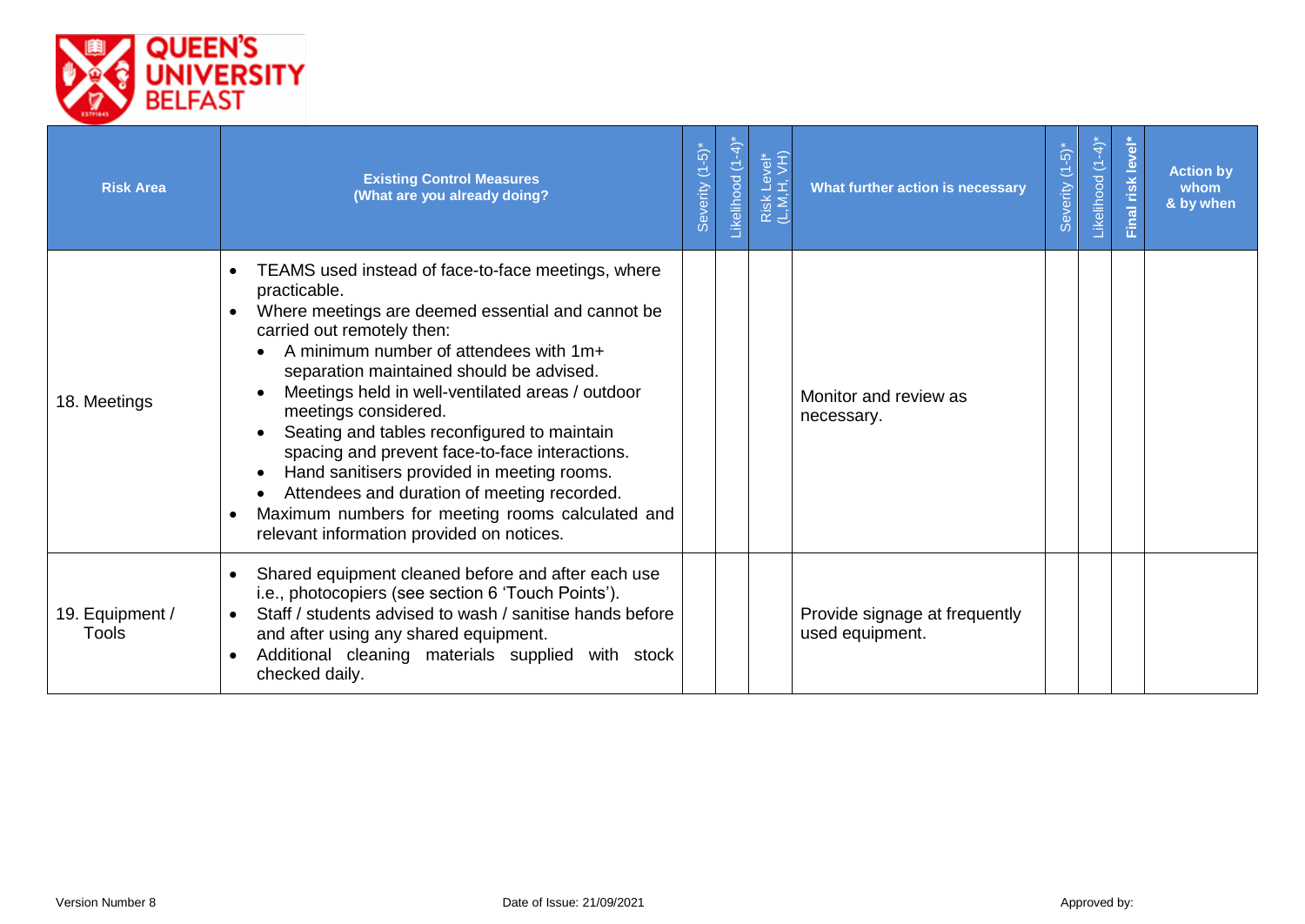| Risk Area | Existing Control Measures (What are you already doing?) | Severity (1-5)* | Likelihood (1-4)* | Risk Level* (L,M,H, VH) | What further action is necessary | Severity (1-5)* | Likelihood (1-4)* | Final risk level* | Action by whom & by when |
|---|---|---|---|---|---|---|---|---|---|
| 18. Meetings | • TEAMS used instead of face-to-face meetings, where practicable.<br>• Where meetings are deemed essential and cannot be carried out remotely then:<br>  • A minimum number of attendees with 1m+ separation maintained should be advised.<br>  • Meetings held in well-ventilated areas / outdoor meetings considered.<br>  • Seating and tables reconfigured to maintain spacing and prevent face-to-face interactions.<br>  • Hand sanitisers provided in meeting rooms.<br>  • Attendees and duration of meeting recorded.<br>• Maximum numbers for meeting rooms calculated and relevant information provided on notices. | | | | Monitor and review as necessary. | | | | |
| 19. Equipment / Tools | • Shared equipment cleaned before and after each use i.e., photocopiers (see section 6 'Touch Points').<br>• Staff / students advised to wash / sanitise hands before and after using any shared equipment.<br>• Additional cleaning materials supplied with stock checked daily. | | | | Provide signage at frequently used equipment. | | | | |

Version Number 8 Date of Issue: 21/09/2021 Approved by: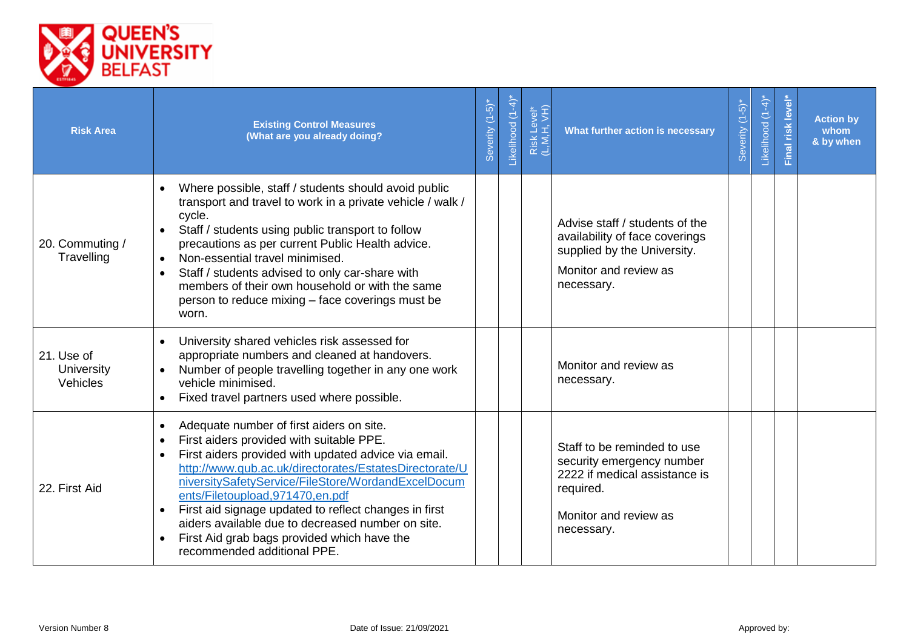| Risk Area | Existing Control Measures (What are you already doing? | Severity (1-5)* | Likelihood (1-4)* | Risk Level* (L,M,H, VH) | What further action is necessary | Severity (1-5)* | Likelihood (1-4)* | **Final risk level*** | Action by whom & by when |
|---|---|---|---|---|---|---|---|---|---|
| 20. Commuting / Travelling | • Where possible, staff / students should avoid public transport and travel to work in a private vehicle / walk / cycle.<br>• Staff / students using public transport to follow precautions as per current Public Health advice.<br>• Non-essential travel minimised.<br>• Staff / students advised to only car-share with members of their own household or with the same person to reduce mixing – face coverings must be worn. | | | | Advise staff / students of the availability of face coverings supplied by the University.<br><br>Monitor and review as necessary. | | | | |
| 21. Use of University Vehicles | • University shared vehicles risk assessed for appropriate numbers and cleaned at handovers.<br>• Number of people travelling together in any one work vehicle minimised.<br>• Fixed travel partners used where possible. | | | | Monitor and review as necessary. | | | | |
| 22. First Aid | • Adequate number of first aiders on site.<br>• First aiders provided with suitable PPE.<br>• First aiders provided with updated advice via email. http://www.qub.ac.uk/directorates/EstatesDirectorate/UniversitySafetyService/FileStore/WordandExcelDocuments/Filetoupload,971470,en.pdf<br>• First aid signage updated to reflect changes in first aiders available due to decreased number on site.<br>• First Aid grab bags provided which have the recommended additional PPE. | | | | Staff to be reminded to use security emergency number 2222 if medical assistance is required.<br><br>Monitor and review as necessary. | | | | |

Version Number 8 Date of Issue: 21/09/2021 Approved by: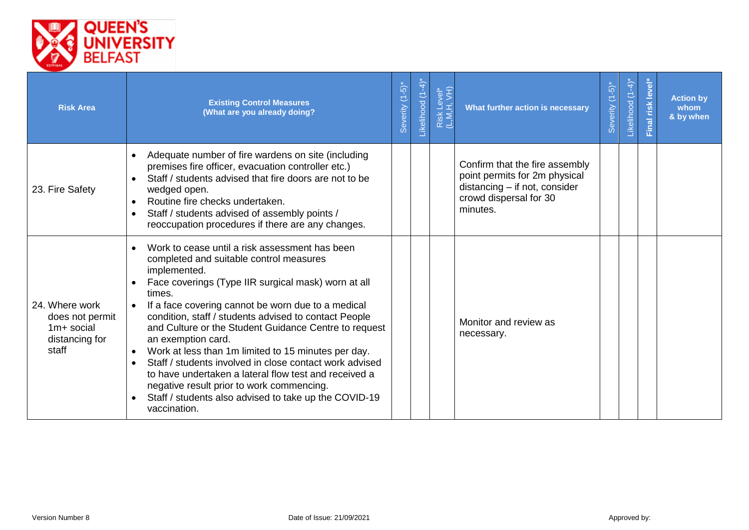| Risk Area | Existing Control Measures (What are you already doing? | Severity (1-5)* | Likelihood (1-4)* | Risk Level* (L,M,H, VH) | What further action is necessary | Severity (1-5)* | Likelihood (1-4)* | Final risk level* | Action by whom & by when |
|---|---|---|---|---|---|---|---|---|---|
| 23. Fire Safety | • Adequate number of fire wardens on site (including premises fire officer, evacuation controller etc.)<br>• Staff / students advised that fire doors are not to be wedged open.<br>• Routine fire checks undertaken.<br>• Staff / students advised of assembly points / reoccupation procedures if there are any changes. | | | | Confirm that the fire assembly point permits for 2m physical distancing – if not, consider crowd dispersal for 30 minutes. | | | | |
| 24. Where work does not permit 1m+ social distancing for staff | • Work to cease until a risk assessment has been completed and suitable control measures implemented.<br>• Face coverings (Type IIR surgical mask) worn at all times.<br>• If a face covering cannot be worn due to a medical condition, staff / students advised to contact People and Culture or the Student Guidance Centre to request an exemption card.<br>• Work at less than 1m limited to 15 minutes per day.<br>• Staff / students involved in close contact work advised to have undertaken a lateral flow test and received a negative result prior to work commencing.<br>• Staff / students also advised to take up the COVID-19 vaccination. | | | | Monitor and review as necessary. | | | | |

Version Number 8 | Date of Issue: 21/09/2021 | Approved by: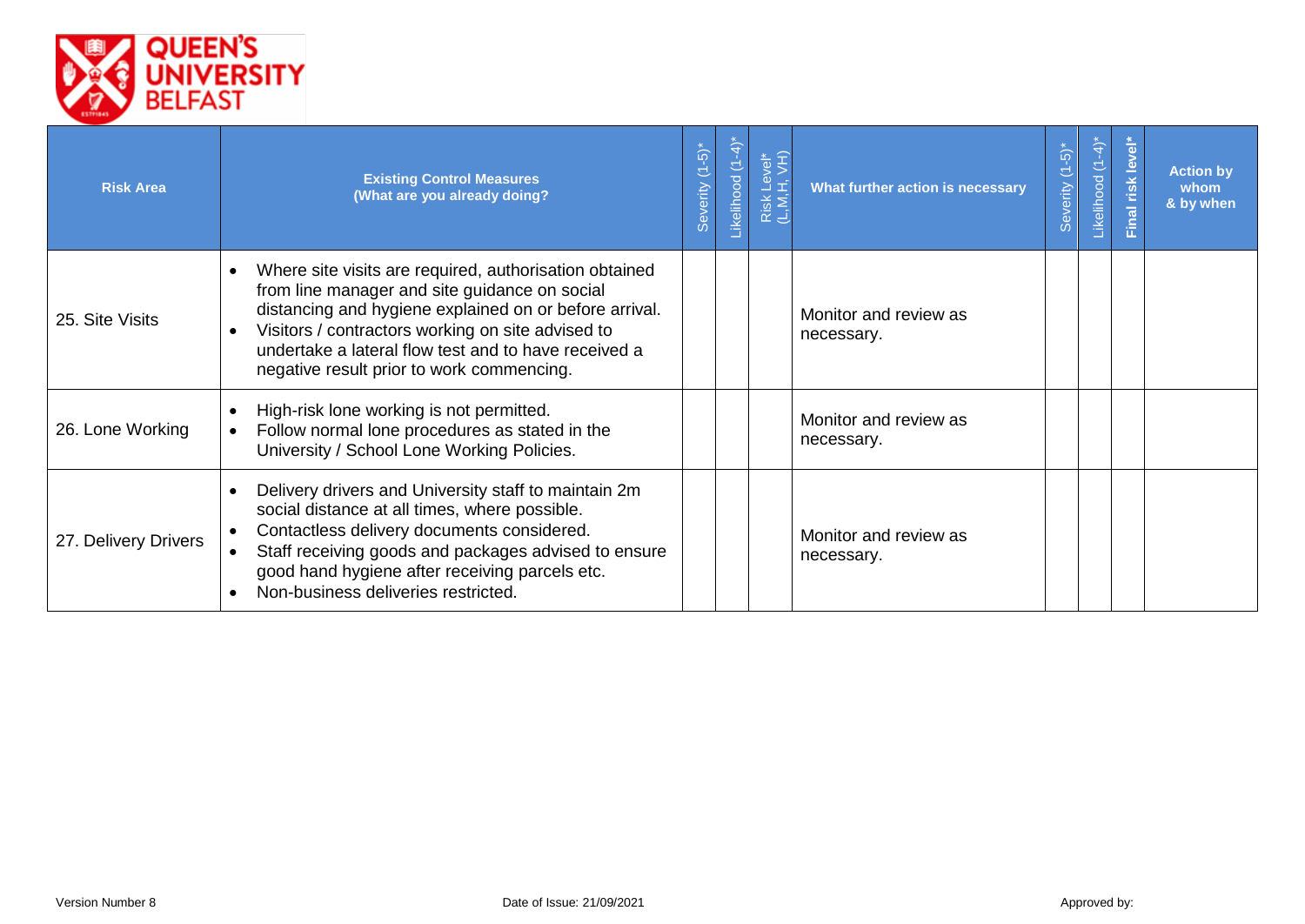| Risk Area | Existing Control Measures (What are you already doing?) | Severity (1-5)* | Likelihood (1-4)* | Risk Level* (L,M,H, VH) | What further action is necessary | Severity (1-5)* | Likelihood (1-4)* | Final risk level* | Action by whom & by when |
|---|---|---|---|---|---|---|---|---|---|
| 25. Site Visits | • Where site visits are required, authorisation obtained from line manager and site guidance on social distancing and hygiene explained on or before arrival.<br>• Visitors / contractors working on site advised to undertake a lateral flow test and to have received a negative result prior to work commencing. | | | | Monitor and review as necessary. | | | | |
| 26. Lone Working | • High-risk lone working is not permitted.<br>• Follow normal lone procedures as stated in the University / School Lone Working Policies. | | | | Monitor and review as necessary. | | | | |
| 27. Delivery Drivers | • Delivery drivers and University staff to maintain 2m social distance at all times, where possible.<br>• Contactless delivery documents considered.<br>• Staff receiving goods and packages advised to ensure good hand hygiene after receiving parcels etc.<br>• Non-business deliveries restricted. | | | | Monitor and review as necessary. | | | | |

Version Number 8 Date of Issue: 21/09/2021 Approved by: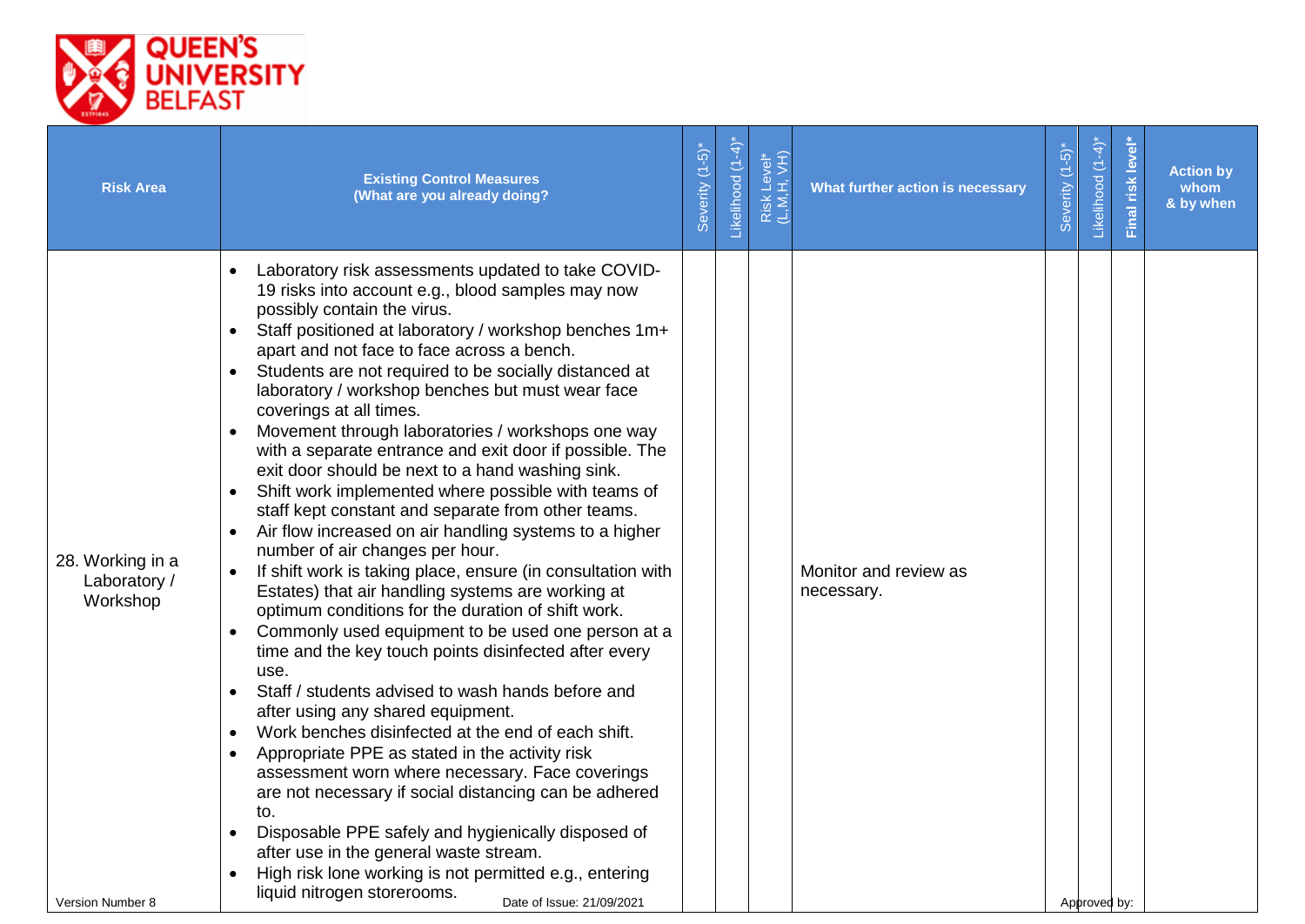| Risk Area | Existing Control Measures (What are you already doing? | Severity (1-5)* | Likelihood (1-4)* | Risk Level* (L,M,H, VH) | What further action is necessary | Severity (1-5)* | Likelihood (1-4)* | Final risk level* | Action by whom & by when |
|---|---|---|---|---|---|---|---|---|---|
| 28. Working in a Laboratory / Workshop | • Laboratory risk assessments updated to take COVID-19 risks into account e.g., blood samples may now possibly contain the virus.<br>• Staff positioned at laboratory / workshop benches 1m+ apart and not face to face across a bench.<br>• Students are not required to be socially distanced at laboratory / workshop benches but must wear face coverings at all times.<br>• Movement through laboratories / workshops one way with a separate entrance and exit door if possible. The exit door should be next to a hand washing sink.<br>• Shift work implemented where possible with teams of staff kept constant and separate from other teams.<br>• Air flow increased on air handling systems to a higher number of air changes per hour.<br>• If shift work is taking place, ensure (in consultation with Estates) that air handling systems are working at optimum conditions for the duration of shift work.<br>• Commonly used equipment to be used one person at a time and the key touch points disinfected after every use.<br>• Staff / students advised to wash hands before and after using any shared equipment.<br>• Work benches disinfected at the end of each shift.<br>• Appropriate PPE as stated in the activity risk assessment worn where necessary. Face coverings are not necessary if social distancing can be adhered to.<br>• Disposable PPE safely and hygienically disposed of after use in the general waste stream.<br>• High risk lone working is not permitted e.g., entering liquid nitrogen storerooms. | | | | Monitor and review as necessary. | | | | |

Version Number 8 Date of Issue: 21/09/2021 Approved by: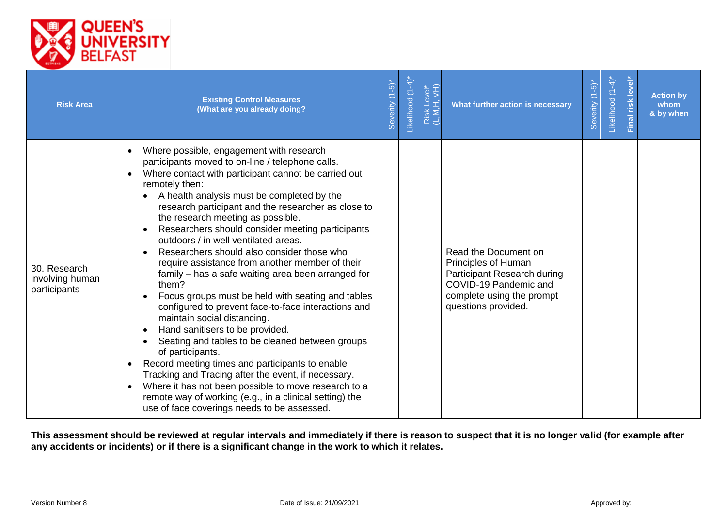| Risk Area | Existing Control Measures (What are you already doing?) | Severity (1-5)* | Likelihood (1-4)* | Risk Level* (L,M,H, VH) | What further action is necessary | Severity (1-5)* | Likelihood (1-4)* | Final risk level* | Action by whom & by when |
|---|---|---|---|---|---|---|---|---|---|
| 30. Research involving human participants | • Where possible, engagement with research participants moved to on-line / telephone calls.<br>• Where contact with participant cannot be carried out remotely then:<br>&nbsp;&nbsp;• A health analysis must be completed by the research participant and the researcher as close to the research meeting as possible.<br>&nbsp;&nbsp;• Researchers should consider meeting participants outdoors / in well ventilated areas.<br>&nbsp;&nbsp;• Researchers should also consider those who require assistance from another member of their family – has a safe waiting area been arranged for them?<br>&nbsp;&nbsp;• Focus groups must be held with seating and tables configured to prevent face-to-face interactions and maintain social distancing.<br>&nbsp;&nbsp;• Hand sanitisers to be provided.<br>&nbsp;&nbsp;• Seating and tables to be cleaned between groups of participants.<br>• Record meeting times and participants to enable Tracking and Tracing after the event, if necessary.<br>• Where it has not been possible to move research to a remote way of working (e.g., in a clinical setting) the use of face coverings needs to be assessed. | | | | Read the Document on Principles of Human Participant Research during COVID-19 Pandemic and complete using the prompt questions provided. | | | | |

**This assessment should be reviewed at regular intervals and immediately if there is reason to suspect that it is no longer valid (for example after any accidents or incidents) or if there is a significant change in the work to which it relates.**

Version Number 8 | Date of Issue: 21/09/2021 | Approved by: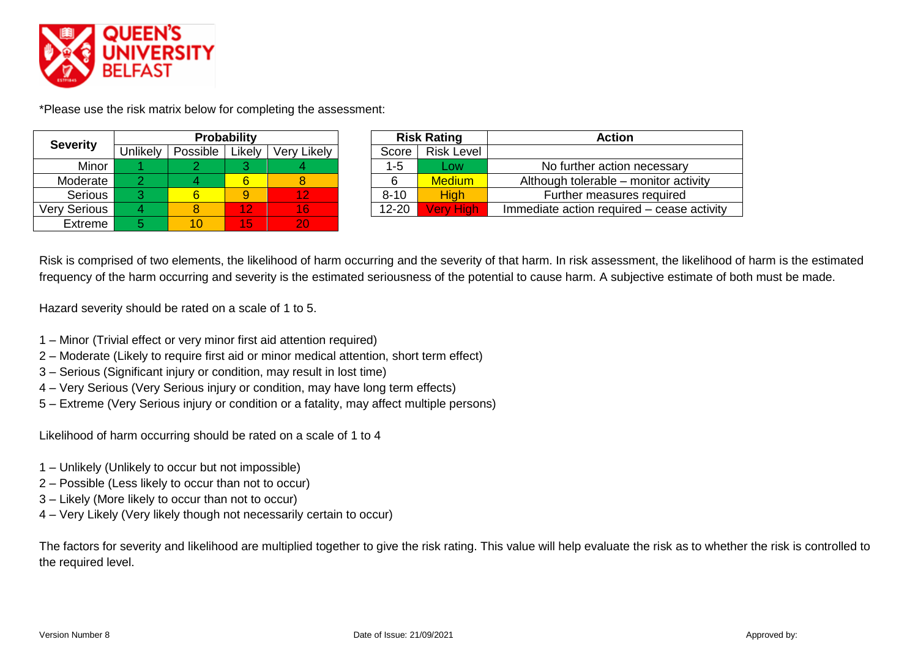*Please use the risk matrix below for completing the assessment:

| Severity | Probability | | | |
|---|---|---|---|---|
| | Unlikely | Possible | Likely | Very Likely |
| Minor | 1 | 2 | 3 | 4 |
| Moderate | 2 | 4 | 6 | 8 |
| Serious | 3 | 6 | 9 | 12 |
| Very Serious | 4 | 8 | 12 | 16 |
| Extreme | 5 | 10 | 15 | 20 |

| Risk Rating | | Action |
|---|---|---|
| Score | Risk Level | |
| 1-5 | Low | No further action necessary |
| 6 | Medium | Although tolerable – monitor activity |
| 8-10 | High | Further measures required |
| 12-20 | Very High | Immediate action required – cease activity |

Risk is comprised of two elements, the likelihood of harm occurring and the severity of that harm. In risk assessment, the likelihood of harm is the estimated frequency of the harm occurring and severity is the estimated seriousness of the potential to cause harm. A subjective estimate of both must be made.

Hazard severity should be rated on a scale of 1 to 5.

1 – Minor (Trivial effect or very minor first aid attention required)
2 – Moderate (Likely to require first aid or minor medical attention, short term effect)
3 – Serious (Significant injury or condition, may result in lost time)
4 – Very Serious (Very Serious injury or condition, may have long term effects)
5 – Extreme (Very Serious injury or condition or a fatality, may affect multiple persons)

Likelihood of harm occurring should be rated on a scale of 1 to 4

1 – Unlikely (Unlikely to occur but not impossible)
2 – Possible (Less likely to occur than not to occur)
3 – Likely (More likely to occur than not to occur)
4 – Very Likely (Very likely though not necessarily certain to occur)

The factors for severity and likelihood are multiplied together to give the risk rating. This value will help evaluate the risk as to whether the risk is controlled to the required level.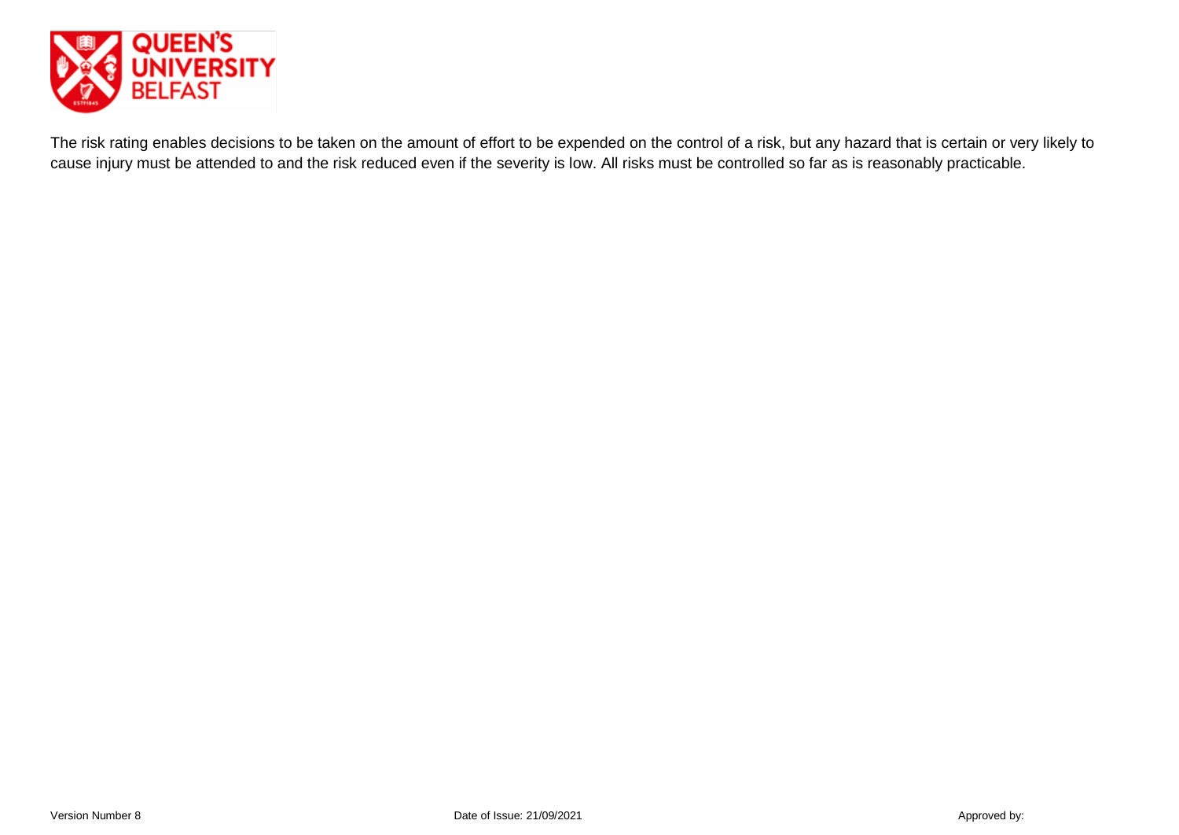The risk rating enables decisions to be taken on the amount of effort to be expended on the control of a risk, but any hazard that is certain or very likely to cause injury must be attended to and the risk reduced even if the severity is low. All risks must be controlled so far as is reasonably practicable.